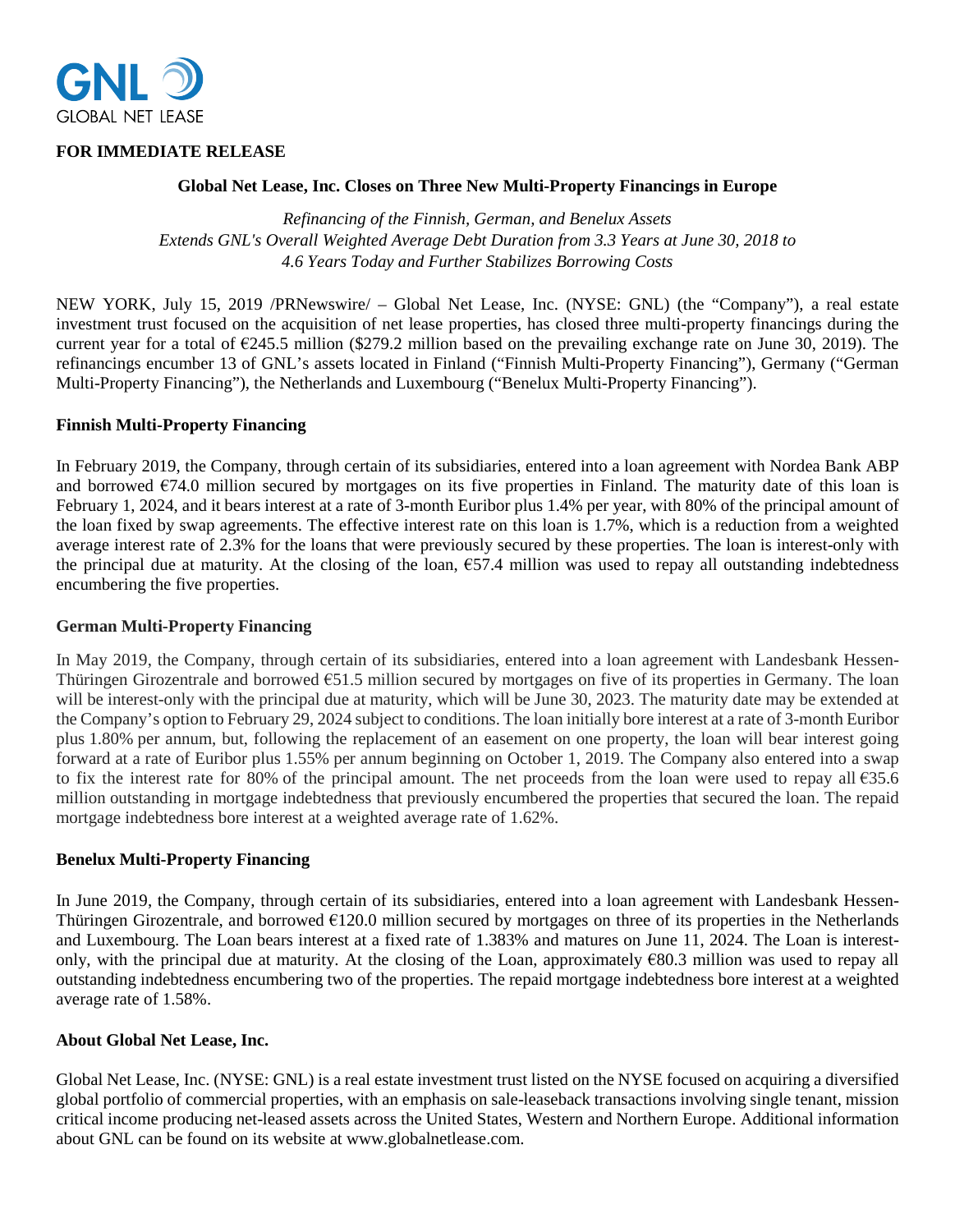GNL
GLOBAL NET LEASE

**FOR IMMEDIATE RELEASE**

## Global Net Lease, Inc. Closes on Three New Multi-Property Financings in Europe

*Refinancing of the Finnish, German, and Benelux Assets*
*Extends GNL's Overall Weighted Average Debt Duration from 3.3 Years at June 30, 2018 to 4.6 Years Today and Further Stabilizes Borrowing Costs*

NEW YORK, July 15, 2019 /PRNewswire/ – Global Net Lease, Inc. (NYSE: GNL) (the "Company"), a real estate investment trust focused on the acquisition of net lease properties, has closed three multi-property financings during the current year for a total of €245.5 million ($279.2 million based on the prevailing exchange rate on June 30, 2019). The refinancings encumber 13 of GNL's assets located in Finland ("Finnish Multi-Property Financing"), Germany ("German Multi-Property Financing"), the Netherlands and Luxembourg ("Benelux Multi-Property Financing").

### Finnish Multi-Property Financing

In February 2019, the Company, through certain of its subsidiaries, entered into a loan agreement with Nordea Bank ABP and borrowed €74.0 million secured by mortgages on its five properties in Finland. The maturity date of this loan is February 1, 2024, and it bears interest at a rate of 3-month Euribor plus 1.4% per year, with 80% of the principal amount of the loan fixed by swap agreements. The effective interest rate on this loan is 1.7%, which is a reduction from a weighted average interest rate of 2.3% for the loans that were previously secured by these properties. The loan is interest-only with the principal due at maturity. At the closing of the loan, €57.4 million was used to repay all outstanding indebtedness encumbering the five properties.

### German Multi-Property Financing

In May 2019, the Company, through certain of its subsidiaries, entered into a loan agreement with Landesbank Hessen-Thüringen Girozentrale and borrowed €51.5 million secured by mortgages on five of its properties in Germany. The loan will be interest-only with the principal due at maturity, which will be June 30, 2023. The maturity date may be extended at the Company's option to February 29, 2024 subject to conditions. The loan initially bore interest at a rate of 3-month Euribor plus 1.80% per annum, but, following the replacement of an easement on one property, the loan will bear interest going forward at a rate of Euribor plus 1.55% per annum beginning on October 1, 2019. The Company also entered into a swap to fix the interest rate for 80% of the principal amount. The net proceeds from the loan were used to repay all €35.6 million outstanding in mortgage indebtedness that previously encumbered the properties that secured the loan. The repaid mortgage indebtedness bore interest at a weighted average rate of 1.62%.

### Benelux Multi-Property Financing

In June 2019, the Company, through certain of its subsidiaries, entered into a loan agreement with Landesbank Hessen-Thüringen Girozentrale, and borrowed €120.0 million secured by mortgages on three of its properties in the Netherlands and Luxembourg. The Loan bears interest at a fixed rate of 1.383% and matures on June 11, 2024. The Loan is interest-only, with the principal due at maturity. At the closing of the Loan, approximately €80.3 million was used to repay all outstanding indebtedness encumbering two of the properties. The repaid mortgage indebtedness bore interest at a weighted average rate of 1.58%.

### About Global Net Lease, Inc.

Global Net Lease, Inc. (NYSE: GNL) is a real estate investment trust listed on the NYSE focused on acquiring a diversified global portfolio of commercial properties, with an emphasis on sale-leaseback transactions involving single tenant, mission critical income producing net-leased assets across the United States, Western and Northern Europe. Additional information about GNL can be found on its website at www.globalnetlease.com.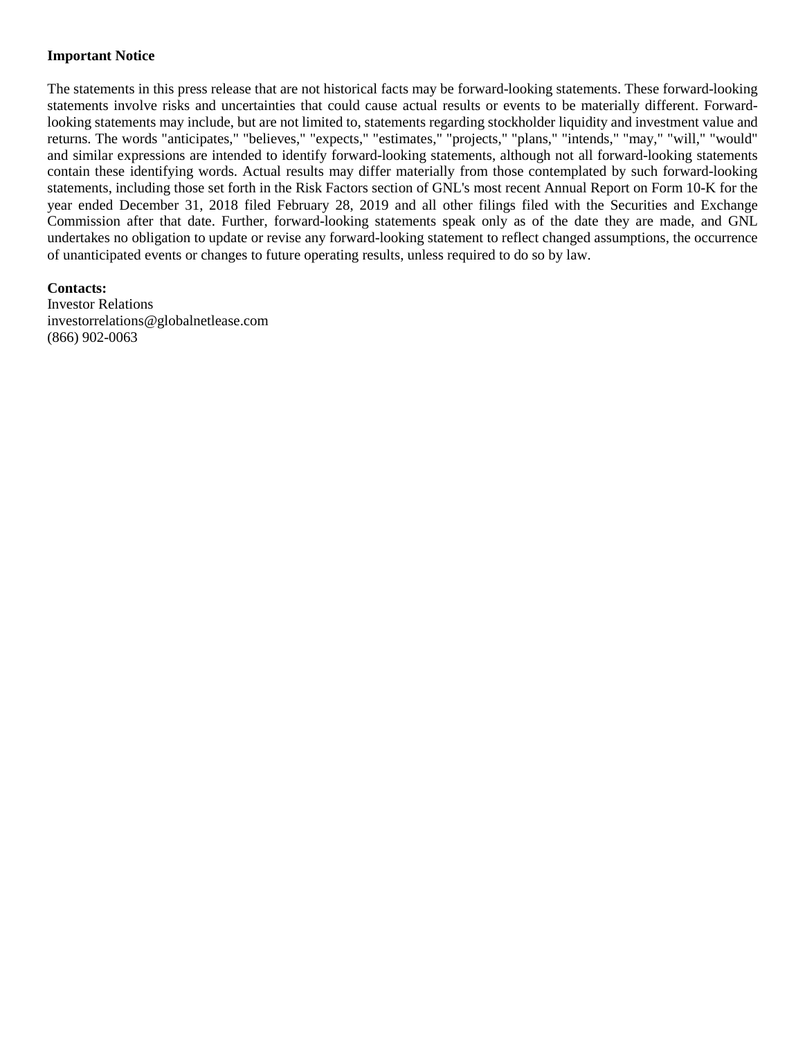**Important Notice**

The statements in this press release that are not historical facts may be forward-looking statements. These forward-looking statements involve risks and uncertainties that could cause actual results or events to be materially different. Forward-looking statements may include, but are not limited to, statements regarding stockholder liquidity and investment value and returns. The words "anticipates," "believes," "expects," "estimates," "projects," "plans," "intends," "may," "will," "would" and similar expressions are intended to identify forward-looking statements, although not all forward-looking statements contain these identifying words. Actual results may differ materially from those contemplated by such forward-looking statements, including those set forth in the Risk Factors section of GNL's most recent Annual Report on Form 10-K for the year ended December 31, 2018 filed February 28, 2019 and all other filings filed with the Securities and Exchange Commission after that date. Further, forward-looking statements speak only as of the date they are made, and GNL undertakes no obligation to update or revise any forward-looking statement to reflect changed assumptions, the occurrence of unanticipated events or changes to future operating results, unless required to do so by law.

**Contacts:**
Investor Relations
investorrelations@globalnetlease.com
(866) 902-0063